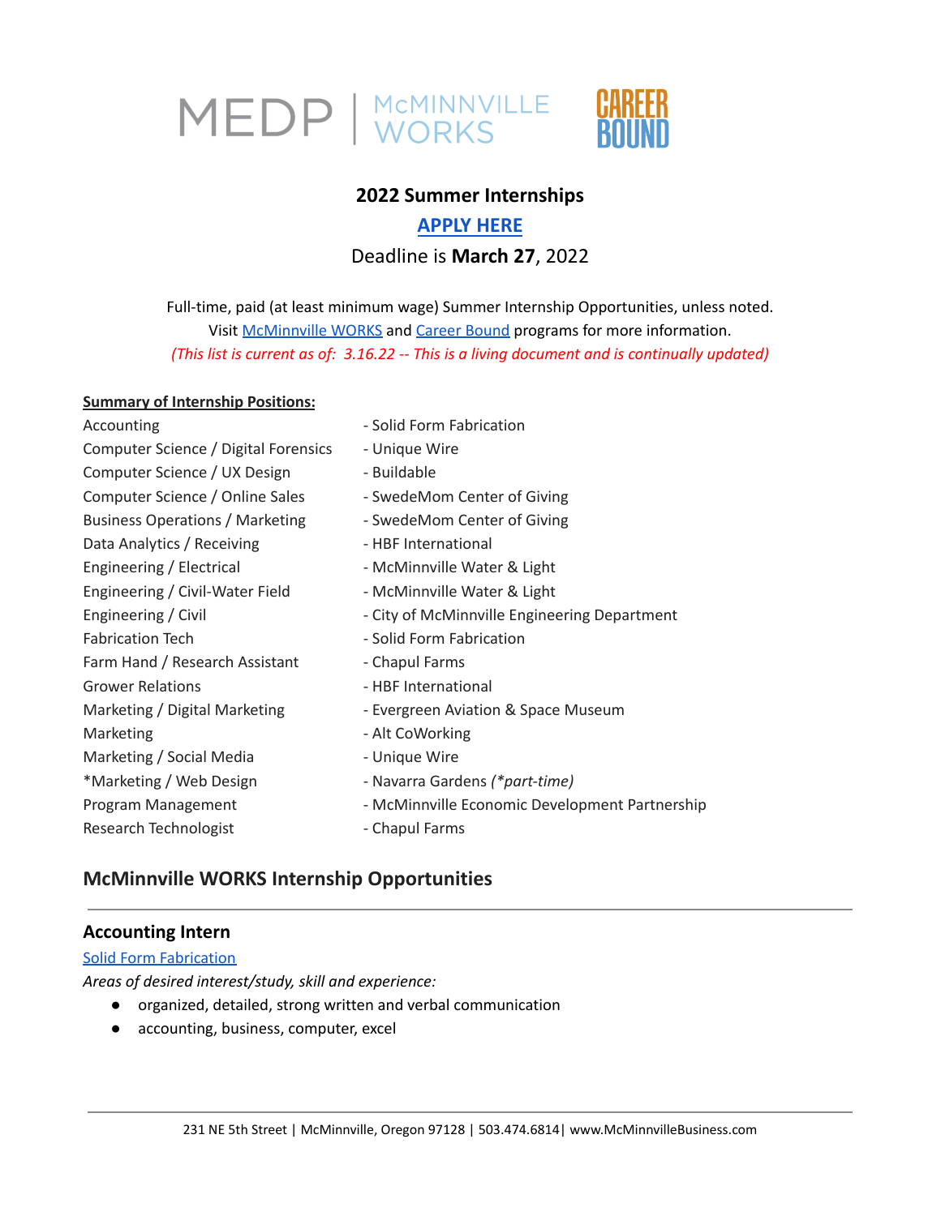MEDP | McMINNVILLE WORKS | CAREER BOUND

## 2022 Summer Internships

**APPLY HERE**

Deadline is **March 27**, 2022

Full-time, paid (at least minimum wage) Summer Internship Opportunities, unless noted.
Visit McMinnville WORKS and Career Bound programs for more information.
*(This list is current as of: 3.16.22 -- This is a living document and is continually updated)*

**Summary of Internship Positions:**

| | |
|---|---|
| Accounting | - Solid Form Fabrication |
| Computer Science / Digital Forensics | - Unique Wire |
| Computer Science / UX Design | - Buildable |
| Computer Science / Online Sales | - SwedeMom Center of Giving |
| Business Operations / Marketing | - SwedeMom Center of Giving |
| Data Analytics / Receiving | - HBF International |
| Engineering / Electrical | - McMinnville Water & Light |
| Engineering / Civil-Water Field | - McMinnville Water & Light |
| Engineering / Civil | - City of McMinnville Engineering Department |
| Fabrication Tech | - Solid Form Fabrication |
| Farm Hand / Research Assistant | - Chapul Farms |
| Grower Relations | - HBF International |
| Marketing / Digital Marketing | - Evergreen Aviation & Space Museum |
| Marketing | - Alt CoWorking |
| Marketing / Social Media | - Unique Wire |
| *Marketing / Web Design | - Navarra Gardens *(*part-time)* |
| Program Management | - McMinnville Economic Development Partnership |
| Research Technologist | - Chapul Farms |

## McMinnville WORKS Internship Opportunities

### Accounting Intern

Solid Form Fabrication

*Areas of desired interest/study, skill and experience:*

- organized, detailed, strong written and verbal communication
- accounting, business, computer, excel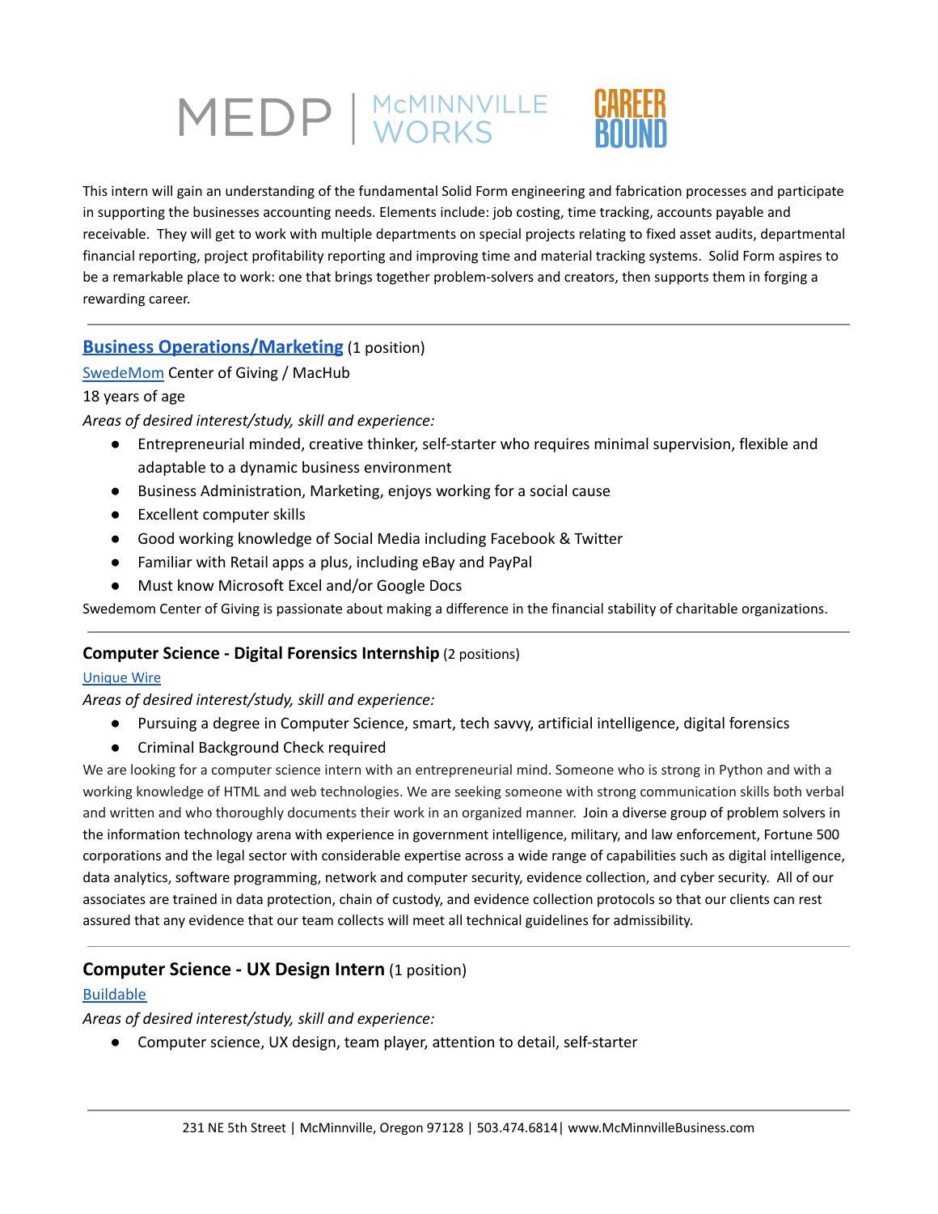This intern will gain an understanding of the fundamental Solid Form engineering and fabrication processes and participate in supporting the businesses accounting needs. Elements include: job costing, time tracking, accounts payable and receivable. They will get to work with multiple departments on special projects relating to fixed asset audits, departmental financial reporting, project profitability reporting and improving time and material tracking systems. Solid Form aspires to be a remarkable place to work: one that brings together problem-solvers and creators, then supports them in forging a rewarding career.

---

### Business Operations/Marketing (1 position)

SwedeMom Center of Giving / MacHub

18 years of age

*Areas of desired interest/study, skill and experience:*

- Entrepreneurial minded, creative thinker, self-starter who requires minimal supervision, flexible and adaptable to a dynamic business environment
- Business Administration, Marketing, enjoys working for a social cause
- Excellent computer skills
- Good working knowledge of Social Media including Facebook & Twitter
- Familiar with Retail apps a plus, including eBay and PayPal
- Must know Microsoft Excel and/or Google Docs

Swedemom Center of Giving is passionate about making a difference in the financial stability of charitable organizations.

---

### Computer Science - Digital Forensics Internship (2 positions)

Unique Wire

*Areas of desired interest/study, skill and experience:*

- Pursuing a degree in Computer Science, smart, tech savvy, artificial intelligence, digital forensics
- Criminal Background Check required

We are looking for a computer science intern with an entrepreneurial mind. Someone who is strong in Python and with a working knowledge of HTML and web technologies. We are seeking someone with strong communication skills both verbal and written and who thoroughly documents their work in an organized manner. Join a diverse group of problem solvers in the information technology arena with experience in government intelligence, military, and law enforcement, Fortune 500 corporations and the legal sector with considerable expertise across a wide range of capabilities such as digital intelligence, data analytics, software programming, network and computer security, evidence collection, and cyber security. All of our associates are trained in data protection, chain of custody, and evidence collection protocols so that our clients can rest assured that any evidence that our team collects will meet all technical guidelines for admissibility.

---

### Computer Science - UX Design Intern (1 position)

Buildable

*Areas of desired interest/study, skill and experience:*

- Computer science, UX design, team player, attention to detail, self-starter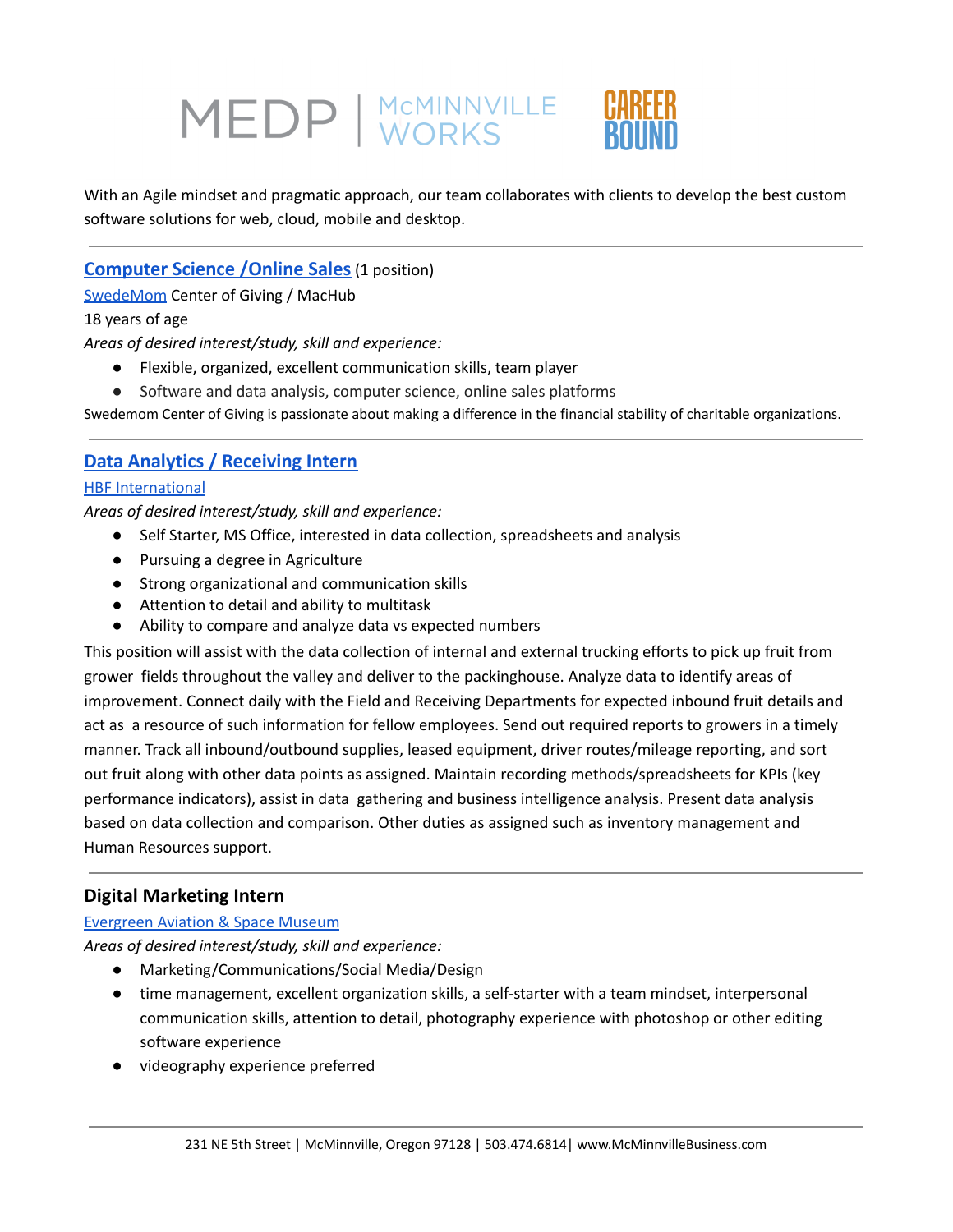MEDP | McMINNVILLE WORKS

CAREER BOUND

With an Agile mindset and pragmatic approach, our team collaborates with clients to develop the best custom software solutions for web, cloud, mobile and desktop.

---

## Computer Science /Online Sales (1 position)

SwedeMom Center of Giving / MacHub

18 years of age

*Areas of desired interest/study, skill and experience:*

- Flexible, organized, excellent communication skills, team player
- Software and data analysis, computer science, online sales platforms

Swedemom Center of Giving is passionate about making a difference in the financial stability of charitable organizations.

---

## Data Analytics / Receiving Intern

HBF International

*Areas of desired interest/study, skill and experience:*

- Self Starter, MS Office, interested in data collection, spreadsheets and analysis
- Pursuing a degree in Agriculture
- Strong organizational and communication skills
- Attention to detail and ability to multitask
- Ability to compare and analyze data vs expected numbers

This position will assist with the data collection of internal and external trucking efforts to pick up fruit from grower fields throughout the valley and deliver to the packinghouse. Analyze data to identify areas of improvement. Connect daily with the Field and Receiving Departments for expected inbound fruit details and act as a resource of such information for fellow employees. Send out required reports to growers in a timely manner. Track all inbound/outbound supplies, leased equipment, driver routes/mileage reporting, and sort out fruit along with other data points as assigned. Maintain recording methods/spreadsheets for KPIs (key performance indicators), assist in data gathering and business intelligence analysis. Present data analysis based on data collection and comparison. Other duties as assigned such as inventory management and Human Resources support.

---

## Digital Marketing Intern

Evergreen Aviation & Space Museum

*Areas of desired interest/study, skill and experience:*

- Marketing/Communications/Social Media/Design
- time management, excellent organization skills, a self-starter with a team mindset, interpersonal communication skills, attention to detail, photography experience with photoshop or other editing software experience
- videography experience preferred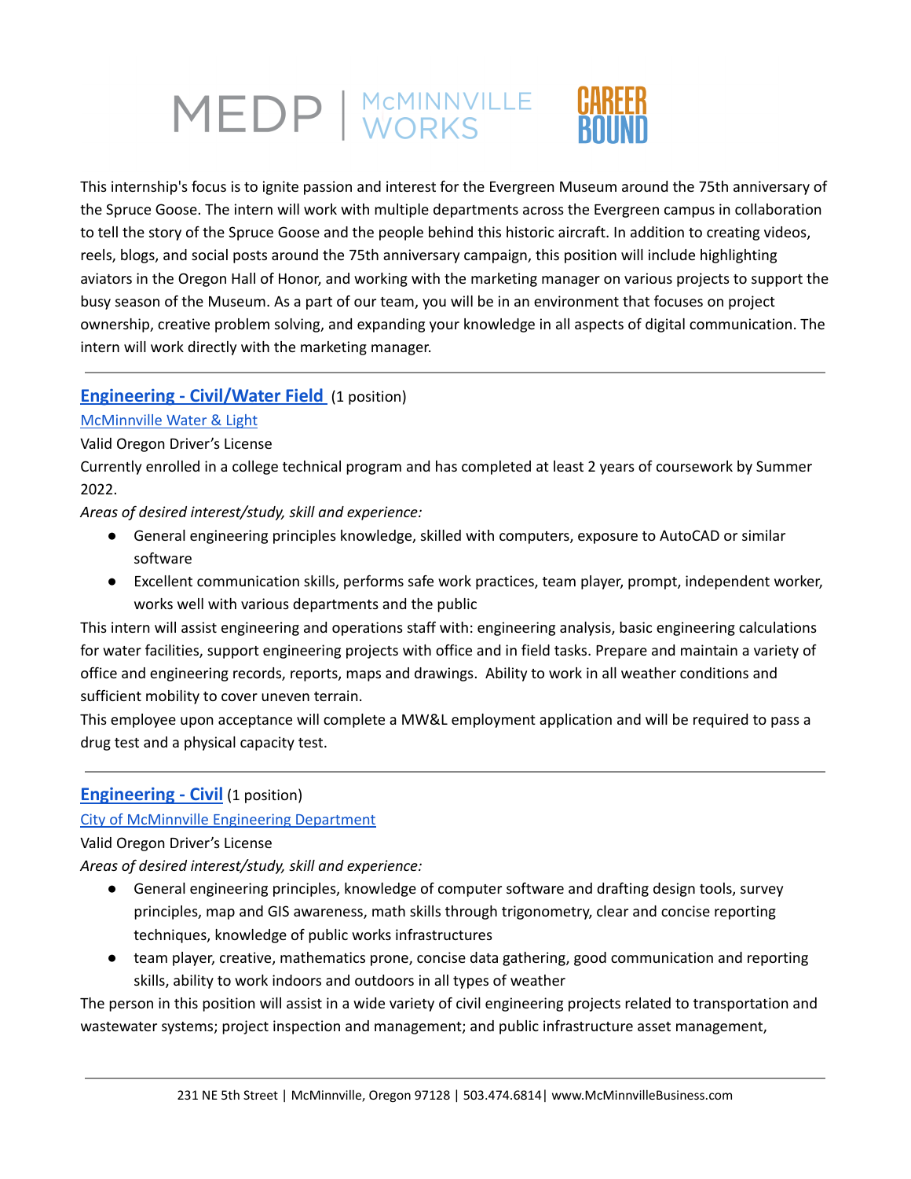This internship's focus is to ignite passion and interest for the Evergreen Museum around the 75th anniversary of the Spruce Goose. The intern will work with multiple departments across the Evergreen campus in collaboration to tell the story of the Spruce Goose and the people behind this historic aircraft. In addition to creating videos, reels, blogs, and social posts around the 75th anniversary campaign, this position will include highlighting aviators in the Oregon Hall of Honor, and working with the marketing manager on various projects to support the busy season of the Museum. As a part of our team, you will be in an environment that focuses on project ownership, creative problem solving, and expanding your knowledge in all aspects of digital communication. The intern will work directly with the marketing manager.

---

**Engineering - Civil/Water Field** (1 position)

McMinnville Water & Light

Valid Oregon Driver's License

Currently enrolled in a college technical program and has completed at least 2 years of coursework by Summer 2022.

*Areas of desired interest/study, skill and experience:*

- General engineering principles knowledge, skilled with computers, exposure to AutoCAD or similar software
- Excellent communication skills, performs safe work practices, team player, prompt, independent worker, works well with various departments and the public

This intern will assist engineering and operations staff with: engineering analysis, basic engineering calculations for water facilities, support engineering projects with office and in field tasks. Prepare and maintain a variety of office and engineering records, reports, maps and drawings. Ability to work in all weather conditions and sufficient mobility to cover uneven terrain.

This employee upon acceptance will complete a MW&L employment application and will be required to pass a drug test and a physical capacity test.

---

**Engineering - Civil** (1 position)

City of McMinnville Engineering Department

Valid Oregon Driver's License

*Areas of desired interest/study, skill and experience:*

- General engineering principles, knowledge of computer software and drafting design tools, survey principles, map and GIS awareness, math skills through trigonometry, clear and concise reporting techniques, knowledge of public works infrastructures
- team player, creative, mathematics prone, concise data gathering, good communication and reporting skills, ability to work indoors and outdoors in all types of weather

The person in this position will assist in a wide variety of civil engineering projects related to transportation and wastewater systems; project inspection and management; and public infrastructure asset management,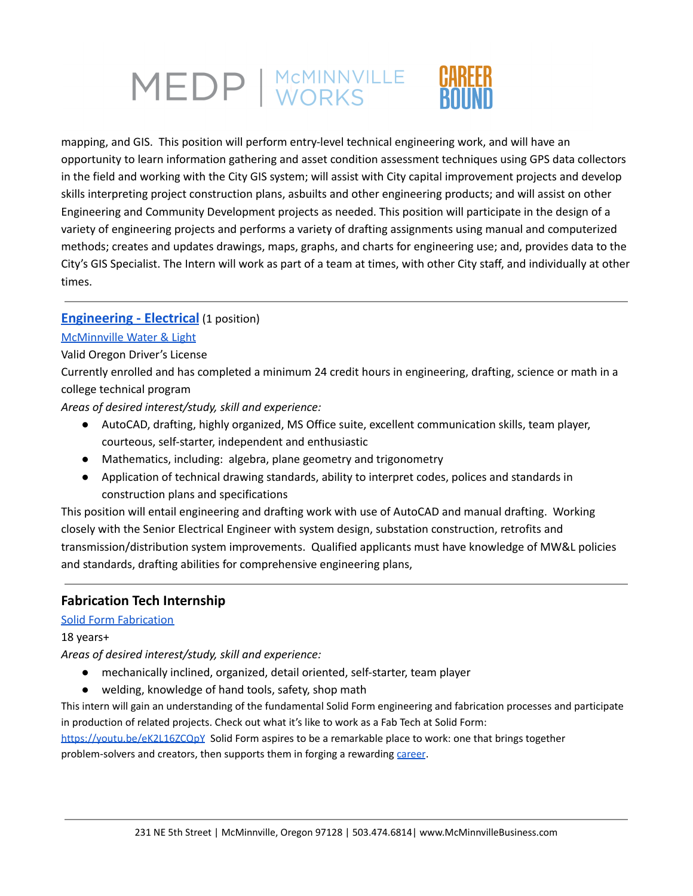mapping, and GIS. This position will perform entry-level technical engineering work, and will have an opportunity to learn information gathering and asset condition assessment techniques using GPS data collectors in the field and working with the City GIS system; will assist with City capital improvement projects and develop skills interpreting project construction plans, asbuilts and other engineering products; and will assist on other Engineering and Community Development projects as needed. This position will participate in the design of a variety of engineering projects and performs a variety of drafting assignments using manual and computerized methods; creates and updates drawings, maps, graphs, and charts for engineering use; and, provides data to the City's GIS Specialist. The Intern will work as part of a team at times, with other City staff, and individually at other times.

---

### Engineering - Electrical (1 position)

McMinnville Water & Light

Valid Oregon Driver's License

Currently enrolled and has completed a minimum 24 credit hours in engineering, drafting, science or math in a college technical program

*Areas of desired interest/study, skill and experience:*

- AutoCAD, drafting, highly organized, MS Office suite, excellent communication skills, team player, courteous, self-starter, independent and enthusiastic
- Mathematics, including: algebra, plane geometry and trigonometry
- Application of technical drawing standards, ability to interpret codes, polices and standards in construction plans and specifications

This position will entail engineering and drafting work with use of AutoCAD and manual drafting. Working closely with the Senior Electrical Engineer with system design, substation construction, retrofits and transmission/distribution system improvements. Qualified applicants must have knowledge of MW&L policies and standards, drafting abilities for comprehensive engineering plans,

---

### Fabrication Tech Internship

Solid Form Fabrication

18 years+

*Areas of desired interest/study, skill and experience:*

- mechanically inclined, organized, detail oriented, self-starter, team player
- welding, knowledge of hand tools, safety, shop math

This intern will gain an understanding of the fundamental Solid Form engineering and fabrication processes and participate in production of related projects. Check out what it's like to work as a Fab Tech at Solid Form: https://youtu.be/eK2L16ZCQpY Solid Form aspires to be a remarkable place to work: one that brings together problem-solvers and creators, then supports them in forging a rewarding career.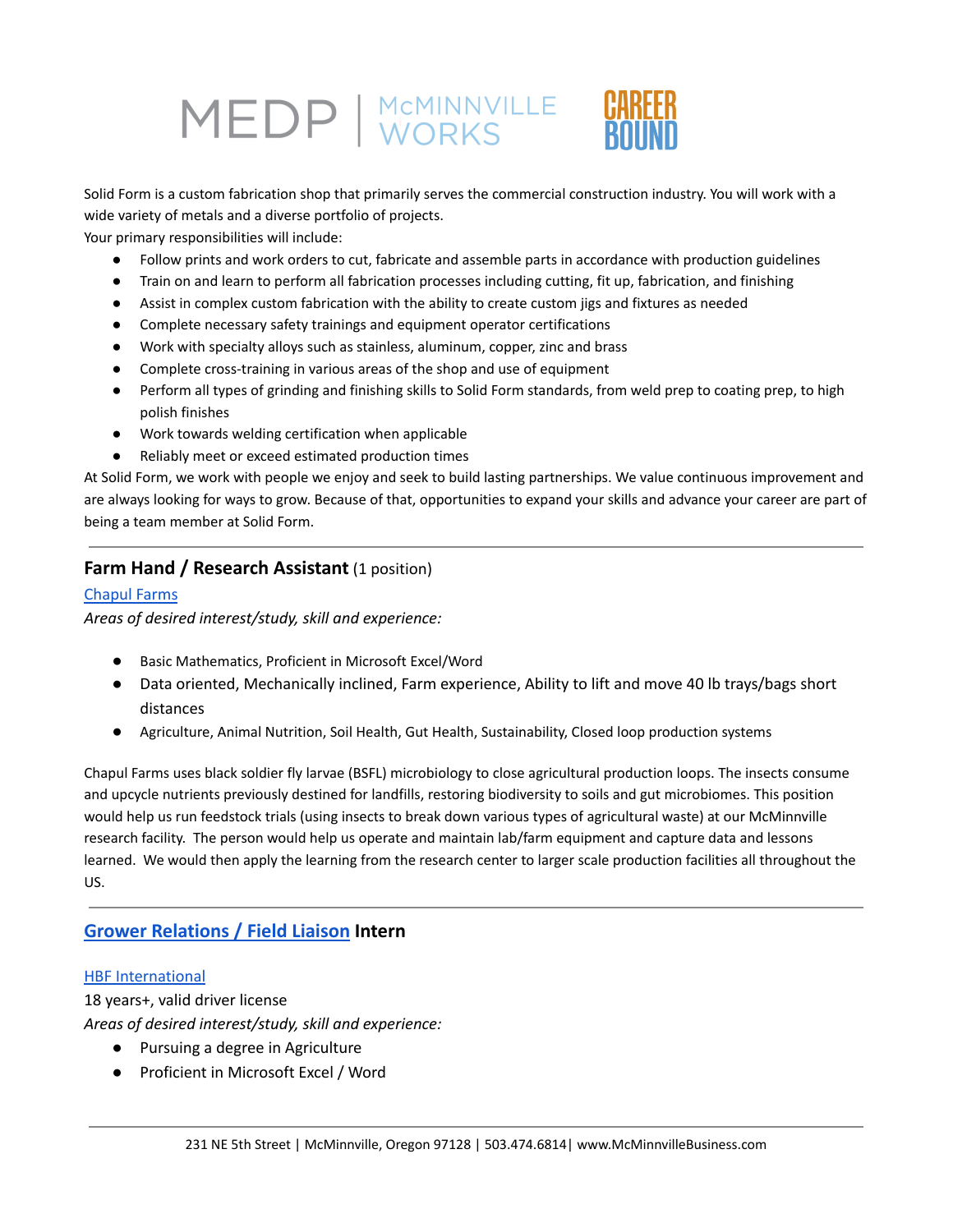Solid Form is a custom fabrication shop that primarily serves the commercial construction industry. You will work with a wide variety of metals and a diverse portfolio of projects.

Your primary responsibilities will include:

- Follow prints and work orders to cut, fabricate and assemble parts in accordance with production guidelines
- Train on and learn to perform all fabrication processes including cutting, fit up, fabrication, and finishing
- Assist in complex custom fabrication with the ability to create custom jigs and fixtures as needed
- Complete necessary safety trainings and equipment operator certifications
- Work with specialty alloys such as stainless, aluminum, copper, zinc and brass
- Complete cross-training in various areas of the shop and use of equipment
- Perform all types of grinding and finishing skills to Solid Form standards, from weld prep to coating prep, to high polish finishes
- Work towards welding certification when applicable
- Reliably meet or exceed estimated production times

At Solid Form, we work with people we enjoy and seek to build lasting partnerships. We value continuous improvement and are always looking for ways to grow. Because of that, opportunities to expand your skills and advance your career are part of being a team member at Solid Form.

---

## Farm Hand / Research Assistant (1 position)

Chapul Farms

*Areas of desired interest/study, skill and experience:*

- Basic Mathematics, Proficient in Microsoft Excel/Word
- Data oriented, Mechanically inclined, Farm experience, Ability to lift and move 40 lb trays/bags short distances
- Agriculture, Animal Nutrition, Soil Health, Gut Health, Sustainability, Closed loop production systems

Chapul Farms uses black soldier fly larvae (BSFL) microbiology to close agricultural production loops. The insects consume and upcycle nutrients previously destined for landfills, restoring biodiversity to soils and gut microbiomes. This position would help us run feedstock trials (using insects to break down various types of agricultural waste) at our McMinnville research facility. The person would help us operate and maintain lab/farm equipment and capture data and lessons learned. We would then apply the learning from the research center to larger scale production facilities all throughout the US.

---

## Grower Relations / Field Liaison Intern

HBF International

18 years+, valid driver license

*Areas of desired interest/study, skill and experience:*

- Pursuing a degree in Agriculture
- Proficient in Microsoft Excel / Word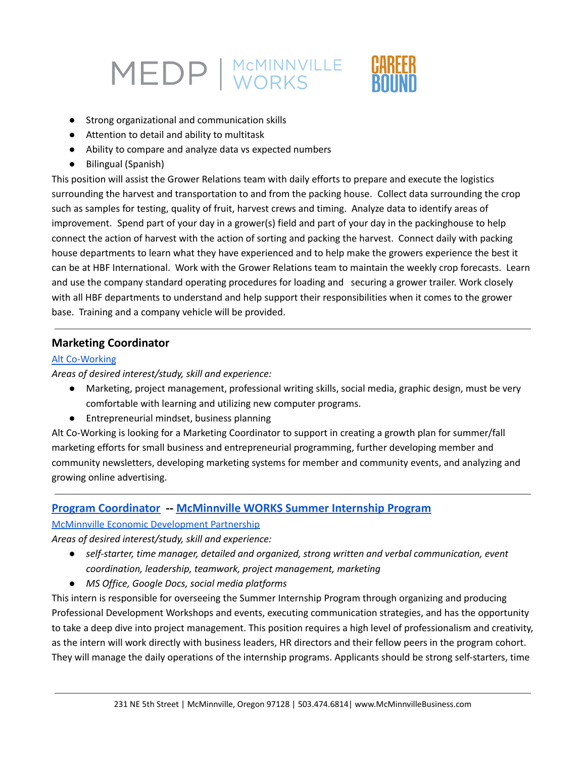- Strong organizational and communication skills
- Attention to detail and ability to multitask
- Ability to compare and analyze data vs expected numbers
- Bilingual (Spanish)

This position will assist the Grower Relations team with daily efforts to prepare and execute the logistics surrounding the harvest and transportation to and from the packing house. Collect data surrounding the crop such as samples for testing, quality of fruit, harvest crews and timing. Analyze data to identify areas of improvement. Spend part of your day in a grower(s) field and part of your day in the packinghouse to help connect the action of harvest with the action of sorting and packing the harvest. Connect daily with packing house departments to learn what they have experienced and to help make the growers experience the best it can be at HBF International. Work with the Grower Relations team to maintain the weekly crop forecasts. Learn and use the company standard operating procedures for loading and securing a grower trailer. Work closely with all HBF departments to understand and help support their responsibilities when it comes to the grower base. Training and a company vehicle will be provided.

---

### Marketing Coordinator

Alt Co-Working

*Areas of desired interest/study, skill and experience:*

- Marketing, project management, professional writing skills, social media, graphic design, must be very comfortable with learning and utilizing new computer programs.
- Entrepreneurial mindset, business planning

Alt Co-Working is looking for a Marketing Coordinator to support in creating a growth plan for summer/fall marketing efforts for small business and entrepreneurial programming, further developing member and community newsletters, developing marketing systems for member and community events, and analyzing and growing online advertising.

---

### Program Coordinator -- McMinnville WORKS Summer Internship Program

McMinnville Economic Development Partnership

*Areas of desired interest/study, skill and experience:*

- *self-starter, time manager, detailed and organized, strong written and verbal communication, event coordination, leadership, teamwork, project management, marketing*
- *MS Office, Google Docs, social media platforms*

This intern is responsible for overseeing the Summer Internship Program through organizing and producing Professional Development Workshops and events, executing communication strategies, and has the opportunity to take a deep dive into project management. This position requires a high level of professionalism and creativity, as the intern will work directly with business leaders, HR directors and their fellow peers in the program cohort. They will manage the daily operations of the internship programs. Applicants should be strong self-starters, time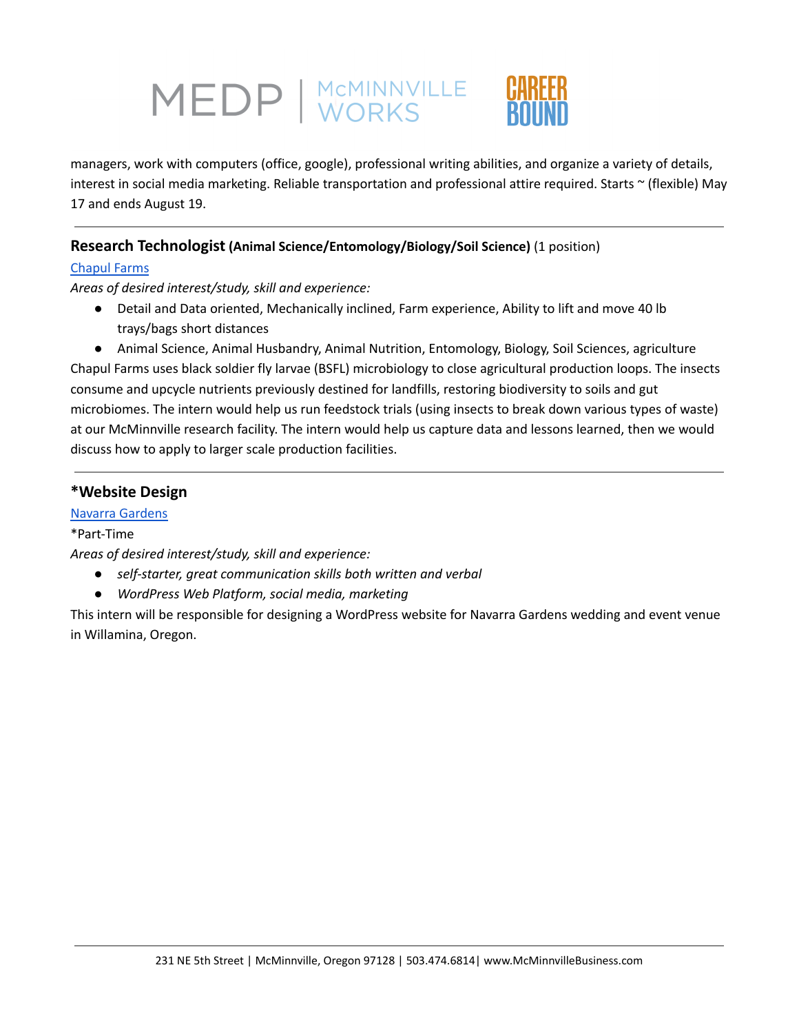managers, work with computers (office, google), professional writing abilities, and organize a variety of details, interest in social media marketing. Reliable transportation and professional attire required. Starts ~ (flexible) May 17 and ends August 19.

---

### Research Technologist **(Animal Science/Entomology/Biology/Soil Science)** (1 position)

Chapul Farms

*Areas of desired interest/study, skill and experience:*

- Detail and Data oriented, Mechanically inclined, Farm experience, Ability to lift and move 40 lb trays/bags short distances
- Animal Science, Animal Husbandry, Animal Nutrition, Entomology, Biology, Soil Sciences, agriculture

Chapul Farms uses black soldier fly larvae (BSFL) microbiology to close agricultural production loops. The insects consume and upcycle nutrients previously destined for landfills, restoring biodiversity to soils and gut microbiomes. The intern would help us run feedstock trials (using insects to break down various types of waste) at our McMinnville research facility. The intern would help us capture data and lessons learned, then we would discuss how to apply to larger scale production facilities.

---

### *Website Design

Navarra Gardens

*Part-Time

*Areas of desired interest/study, skill and experience:*

- *self-starter, great communication skills both written and verbal*
- *WordPress Web Platform, social media, marketing*

This intern will be responsible for designing a WordPress website for Navarra Gardens wedding and event venue in Willamina, Oregon.